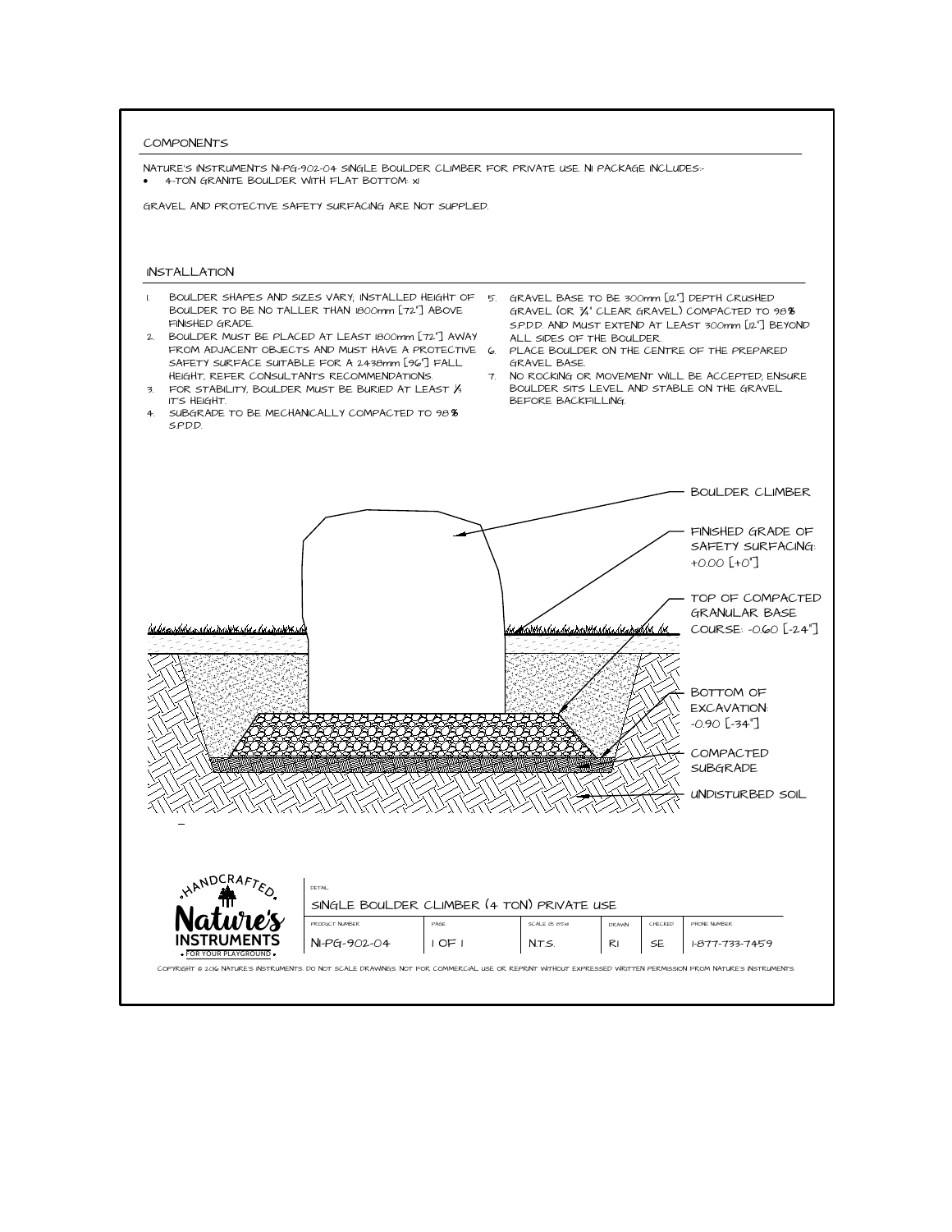## COMPONENTS

NATURE'S INSTRUMENTS NI-PG-902-04 SINGLE BOULDER CLIMBER FOR PRIVATE USE. NI PACKAGE INCLUDES:-

- 4-TON GRANITE BOULDER WITH FLAT BOTTOM: x1

GRAVEL AND PROTECTIVE SAFETY SURFACING ARE NOT SUPPLIED.

## INSTALLATION

1. BOULDER SHAPES AND SIZES VARY, INSTALLED HEIGHT OF BOULDER TO BE NO TALLER THAN 1800mm [72"] ABOVE FINISHED GRADE.
2. BOULDER MUST BE PLACED AT LEAST 1800mm [72"] AWAY FROM ADJACENT OBJECTS AND MUST HAVE A PROTECTIVE SAFETY SURFACE SUITABLE FOR A 2438mm [96"] FALL HEIGHT, REFER CONSULTANTS RECOMMENDATIONS.
3. FOR STABILITY, BOULDER MUST BE BURIED AT LEAST ⅓ IT'S HEIGHT.
4. SUBGRADE TO BE MECHANICALLY COMPACTED TO 98% S.P.D.D.
5. GRAVEL BASE TO BE 300mm [12"] DEPTH CRUSHED GRAVEL (OR ¾" CLEAR GRAVEL) COMPACTED TO 98% S.P.D.D. AND MUST EXTEND AT LEAST 300mm [12"] BEYOND ALL SIDES OF THE BOULDER.
6. PLACE BOULDER ON THE CENTRE OF THE PREPARED GRAVEL BASE.
7. NO ROCKING OR MOVEMENT WILL BE ACCEPTED, ENSURE BOULDER SITS LEVEL AND STABLE ON THE GRAVEL BEFORE BACKFILLING.

BOULDER CLIMBER

FINISHED GRADE OF SAFETY SURFACING: +0.00 [+0"]

TOP OF COMPACTED GRANULAR BASE COURSE: -0.60 [-24"]

BOTTOM OF EXCAVATION: -0.90 [-34"]

COMPACTED SUBGRADE

UNDISTURBED SOIL

HANDCRAFTED Nature's INSTRUMENTS • FOR YOUR PLAYGROUND •

| DETAIL | | | | | |
|---|---|---|---|---|---|
| SINGLE BOULDER CLIMBER (4 TON) PRIVATE USE | | | | | |
| PRODUCT NUMBER | PAGE | SCALE @ 8.5x11 | DRAWN | CHECKED | PHONE NUMBER |
| NI-PG-902-04 | 1 OF 1 | N.T.S. | RI | SE | 1-877-733-7459 |

COPYRIGHT © 2016 NATURE'S INSTRUMENTS. DO NOT SCALE DRAWINGS. NOT FOR COMMERCIAL USE OR REPRINT WITHOUT EXPRESSED WRITTEN PERMISSION FROM NATURE'S INSTRUMENTS.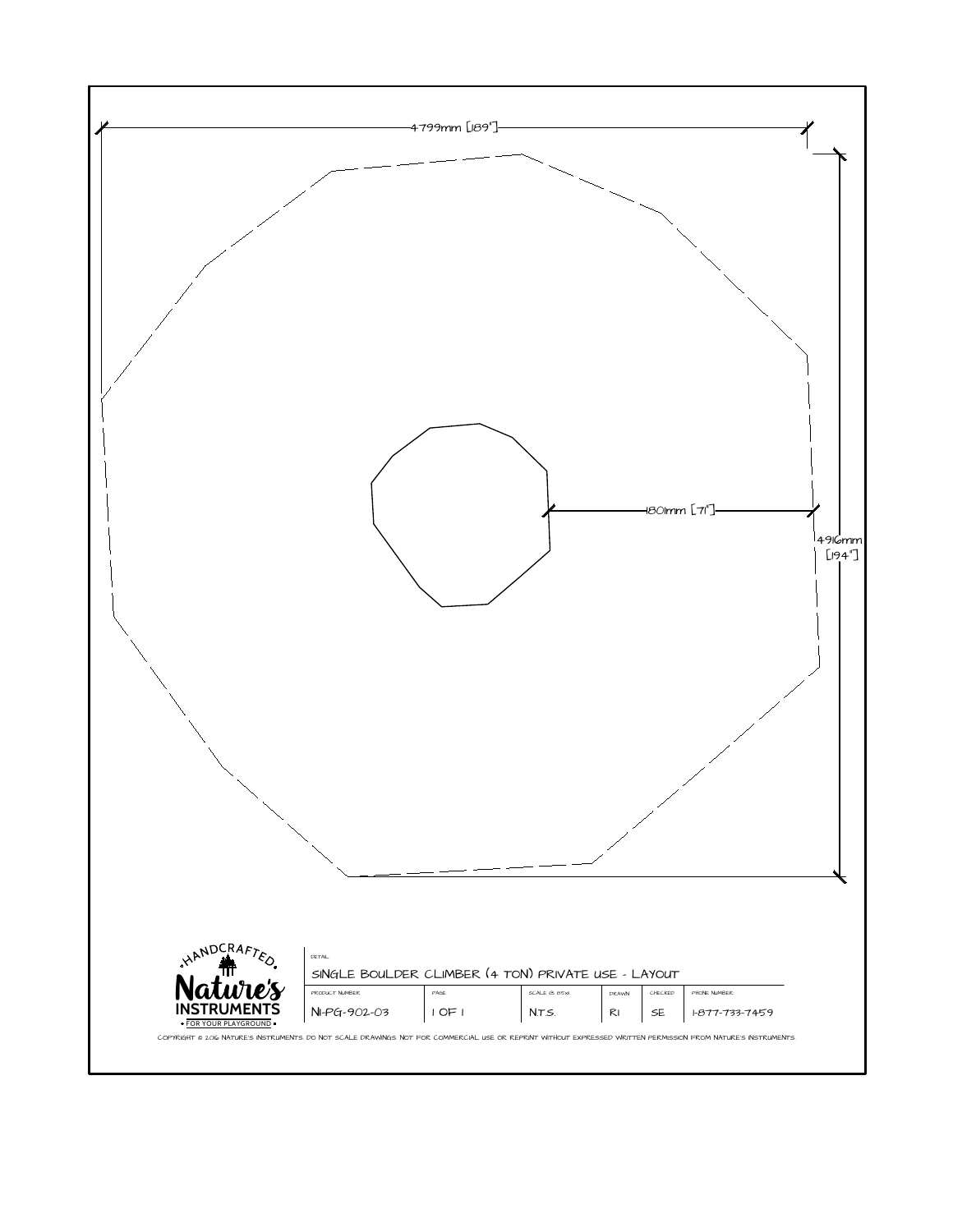4799mm [189"]

1801mm [71"]

4916mm [194"]

HANDCRAFTED
Nature's
INSTRUMENTS
FOR YOUR PLAYGROUND

| DETAIL | | | | | |
| --- | --- | --- | --- | --- | --- |
| SINGLE BOULDER CLIMBER (4 TON) PRIVATE USE - LAYOUT | | | | | |
| PRODUCT NUMBER | PAGE | SCALE @ 8.5x11 | DRAWN | CHECKED | PHONE NUMBER |
| NI-PG-902-03 | 1 OF 1 | N.T.S. | RI | SE | 1-877-733-7459 |

COPYRIGHT © 2016 NATURE'S INSTRUMENTS. DO NOT SCALE DRAWINGS. NOT FOR COMMERCIAL USE OR REPRINT WITHOUT EXPRESSED WRITTEN PERMISSION FROM NATURE'S INSTRUMENTS.